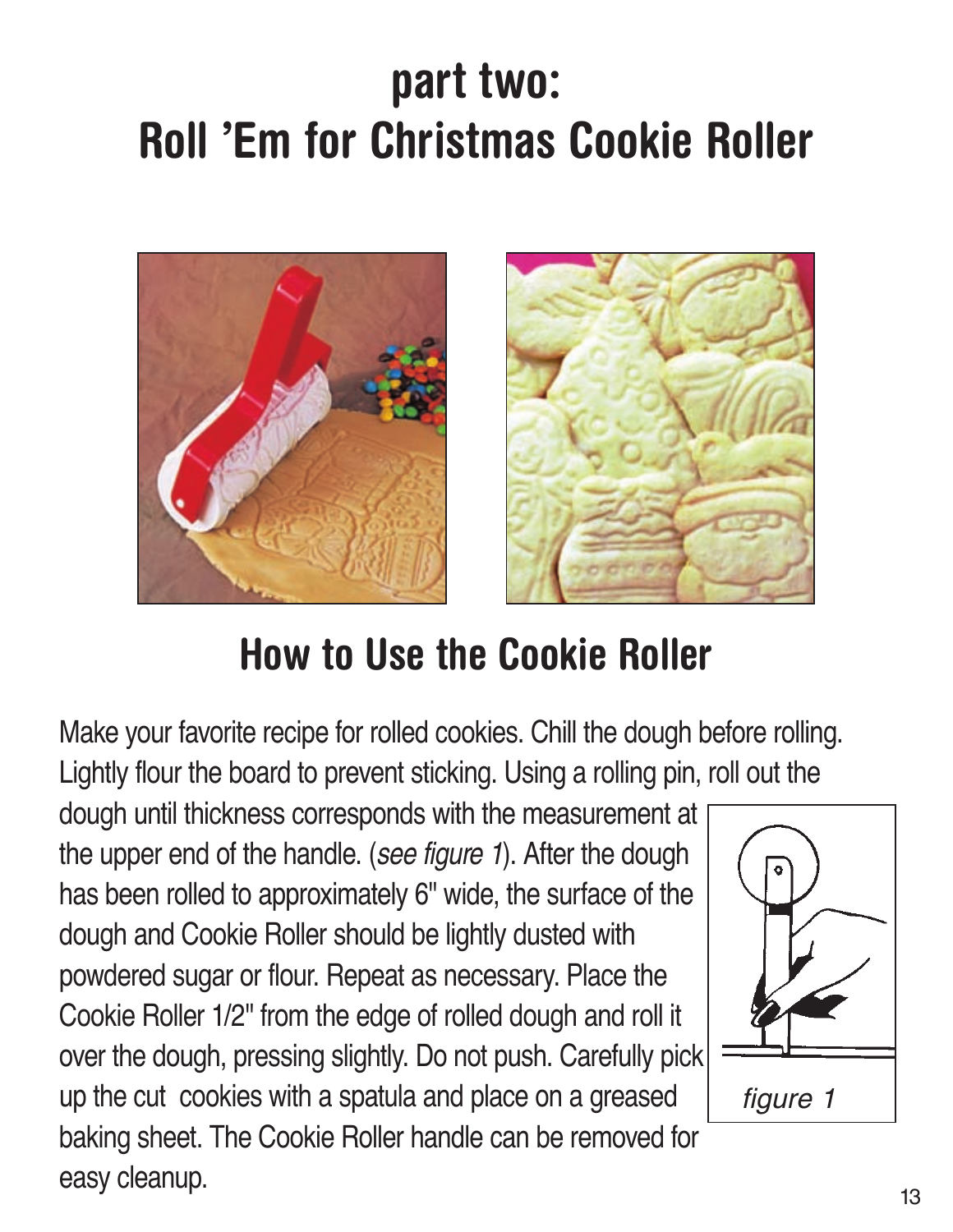# part two: Roll 'Em for Christmas Cookie Roller

## How to Use the Cookie Roller

Make your favorite recipe for rolled cookies. Chill the dough before rolling. Lightly flour the board to prevent sticking. Using a rolling pin, roll out the dough until thickness corresponds with the measurement at the upper end of the handle. (*see figure 1*). After the dough has been rolled to approximately 6" wide, the surface of the dough and Cookie Roller should be lightly dusted with powdered sugar or flour. Repeat as necessary. Place the Cookie Roller 1/2" from the edge of rolled dough and roll it over the dough, pressing slightly. Do not push. Carefully pick up the cut cookies with a spatula and place on a greased baking sheet. The Cookie Roller handle can be removed for easy cleanup.

*figure 1*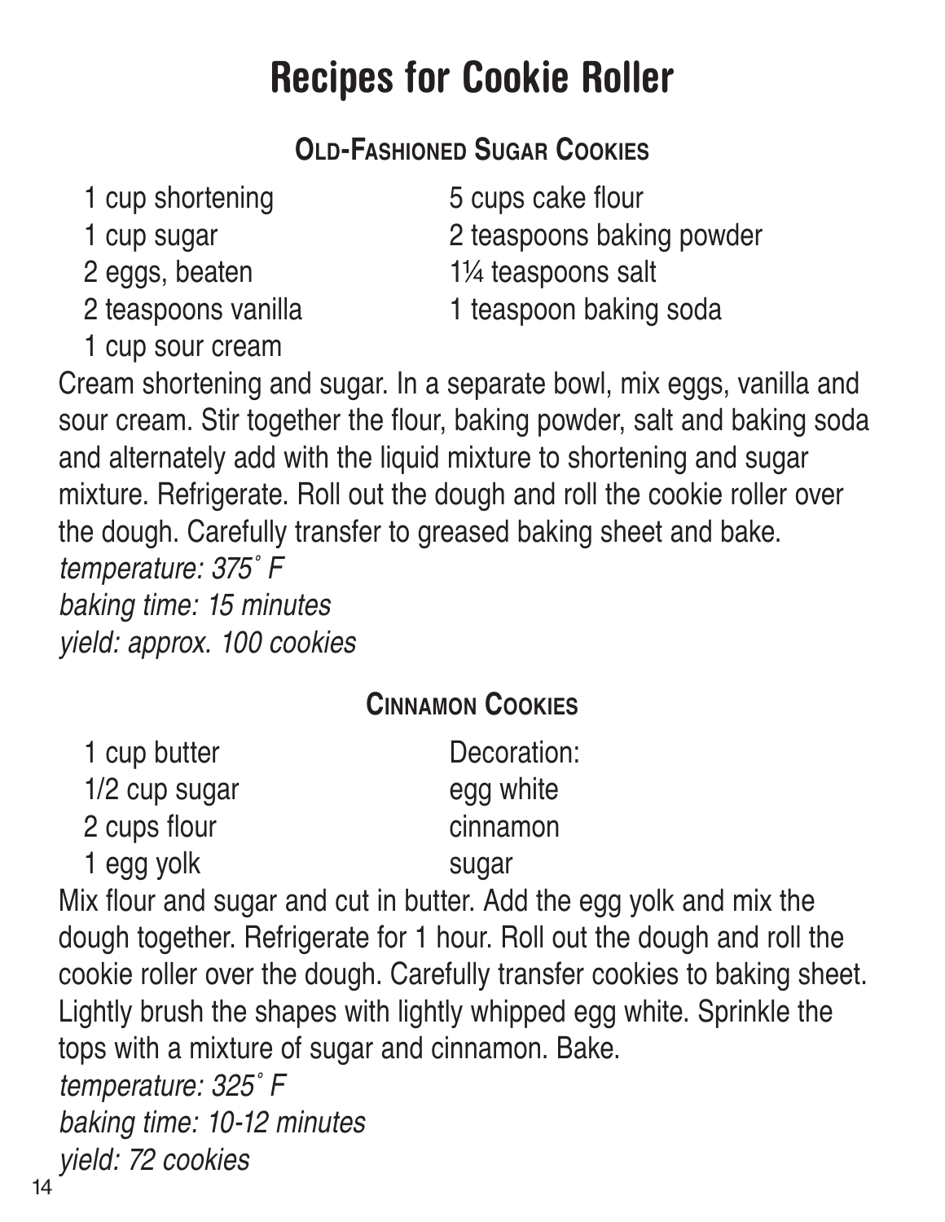# Recipes for Cookie Roller

## Old-Fashioned Sugar Cookies

- 1 cup shortening
- 1 cup sugar
- 2 eggs, beaten
- 2 teaspoons vanilla
- 1 cup sour cream
- 5 cups cake flour
- 2 teaspoons baking powder
- 1¼ teaspoons salt
- 1 teaspoon baking soda

Cream shortening and sugar. In a separate bowl, mix eggs, vanilla and sour cream. Stir together the flour, baking powder, salt and baking soda and alternately add with the liquid mixture to shortening and sugar mixture. Refrigerate. Roll out the dough and roll the cookie roller over the dough. Carefully transfer to greased baking sheet and bake.

*temperature: 375˚ F*
*baking time: 15 minutes*
*yield: approx. 100 cookies*

## Cinnamon Cookies

- 1 cup butter
- 1/2 cup sugar
- 2 cups flour
- 1 egg yolk

Decoration:

- egg white
- cinnamon
- sugar

Mix flour and sugar and cut in butter. Add the egg yolk and mix the dough together. Refrigerate for 1 hour. Roll out the dough and roll the cookie roller over the dough. Carefully transfer cookies to baking sheet. Lightly brush the shapes with lightly whipped egg white. Sprinkle the tops with a mixture of sugar and cinnamon. Bake.

*temperature: 325˚ F*
*baking time: 10-12 minutes*
*yield: 72 cookies*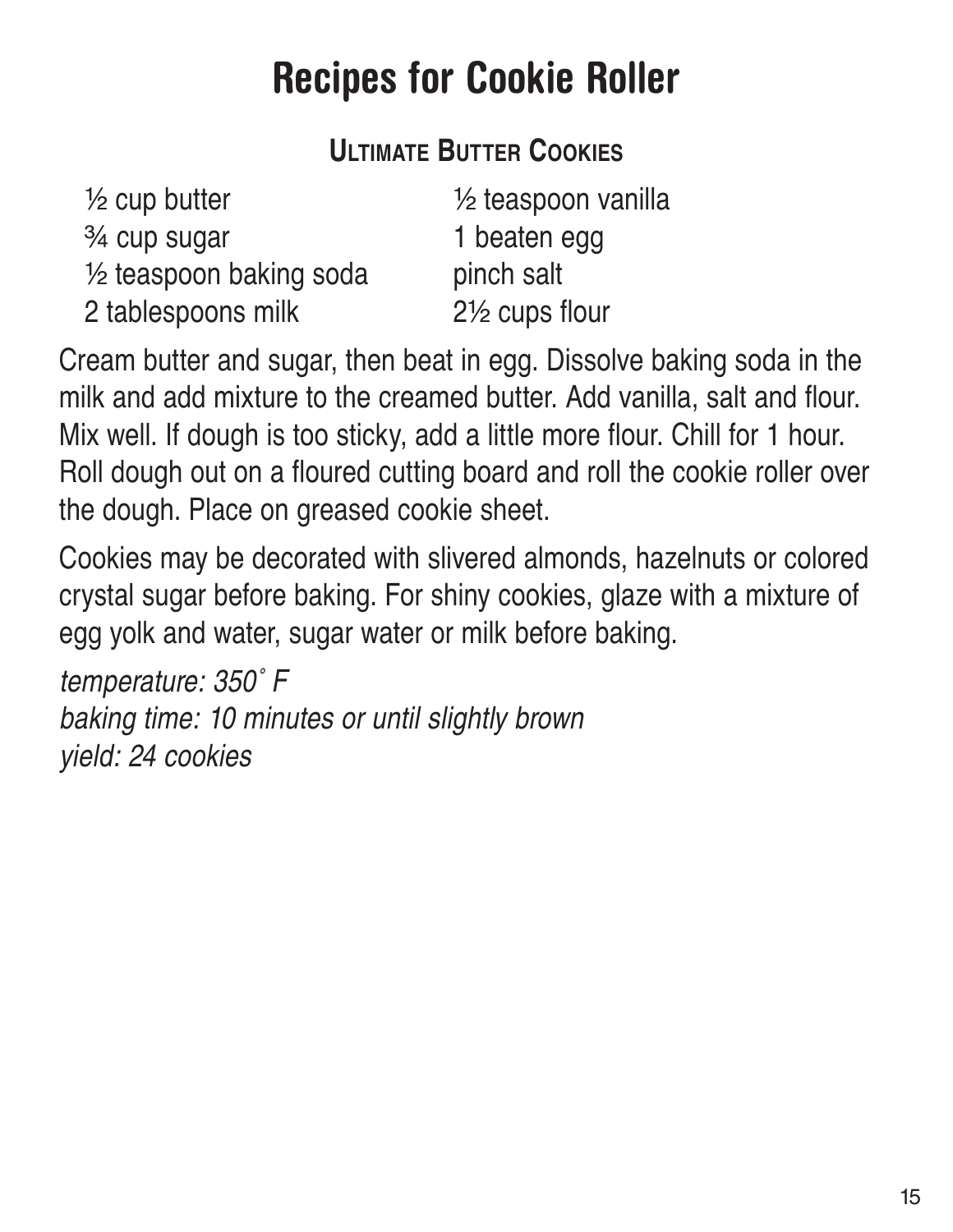# Recipes for Cookie Roller

## Ultimate Butter Cookies

- ½ cup butter
- ¾ cup sugar
- ½ teaspoon baking soda
- 2 tablespoons milk
- ½ teaspoon vanilla
- 1 beaten egg
- pinch salt
- 2½ cups flour

Cream butter and sugar, then beat in egg. Dissolve baking soda in the milk and add mixture to the creamed butter. Add vanilla, salt and flour. Mix well. If dough is too sticky, add a little more flour. Chill for 1 hour. Roll dough out on a floured cutting board and roll the cookie roller over the dough. Place on greased cookie sheet.

Cookies may be decorated with slivered almonds, hazelnuts or colored crystal sugar before baking. For shiny cookies, glaze with a mixture of egg yolk and water, sugar water or milk before baking.

*temperature: 350˚ F*
*baking time: 10 minutes or until slightly brown*
*yield: 24 cookies*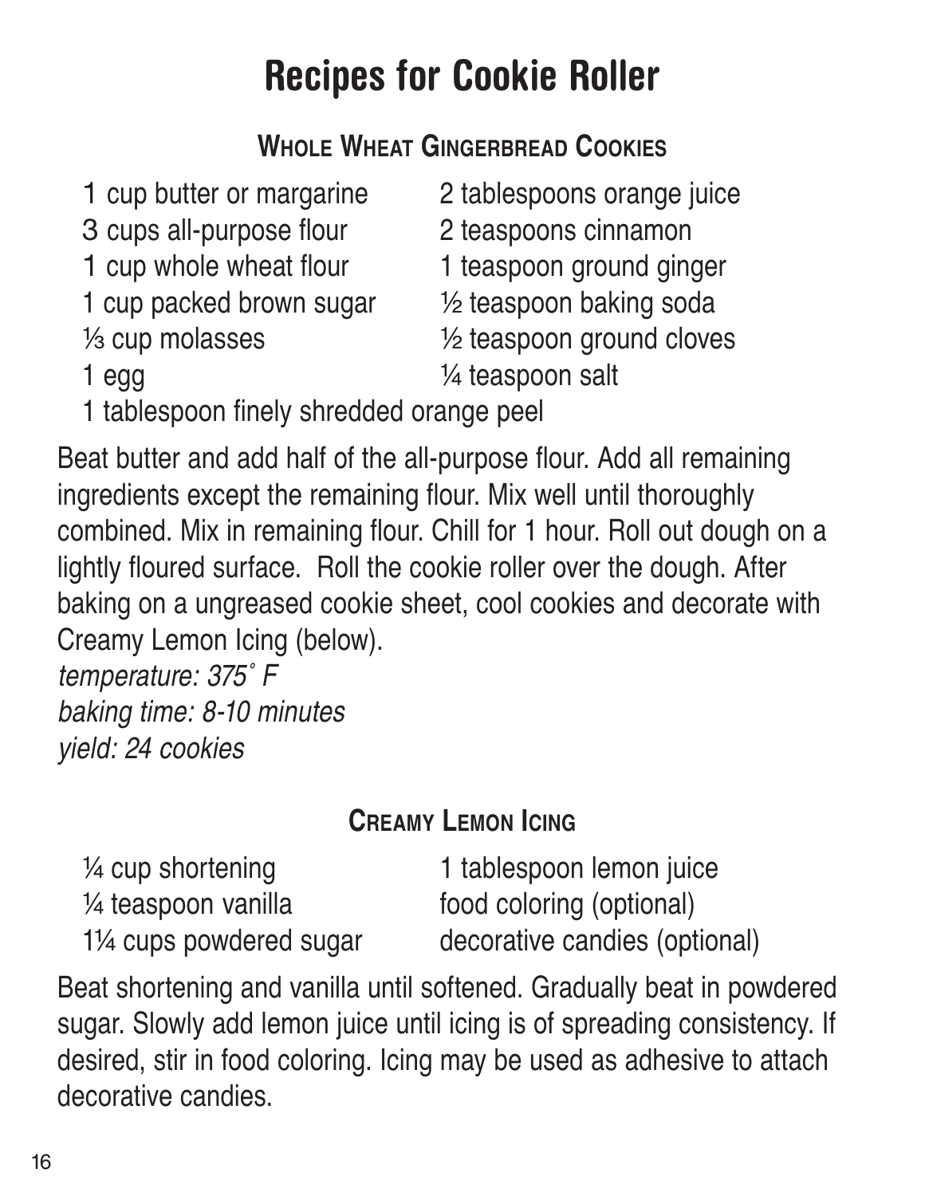# Recipes for Cookie Roller

## Whole Wheat Gingerbread Cookies

- 1 cup butter or margarine
- 3 cups all-purpose flour
- 1 cup whole wheat flour
- 1 cup packed brown sugar
- ⅓ cup molasses
- 1 egg
- 2 tablespoons orange juice
- 2 teaspoons cinnamon
- 1 teaspoon ground ginger
- ½ teaspoon baking soda
- ½ teaspoon ground cloves
- ¼ teaspoon salt
- 1 tablespoon finely shredded orange peel

Beat butter and add half of the all-purpose flour. Add all remaining ingredients except the remaining flour. Mix well until thoroughly combined. Mix in remaining flour. Chill for 1 hour. Roll out dough on a lightly floured surface. Roll the cookie roller over the dough. After baking on a ungreased cookie sheet, cool cookies and decorate with Creamy Lemon Icing (below).

*temperature: 375˚ F*
*baking time: 8-10 minutes*
*yield: 24 cookies*

## Creamy Lemon Icing

- ¼ cup shortening
- ¼ teaspoon vanilla
- 1¼ cups powdered sugar
- 1 tablespoon lemon juice
- food coloring (optional)
- decorative candies (optional)

Beat shortening and vanilla until softened. Gradually beat in powdered sugar. Slowly add lemon juice until icing is of spreading consistency. If desired, stir in food coloring. Icing may be used as adhesive to attach decorative candies.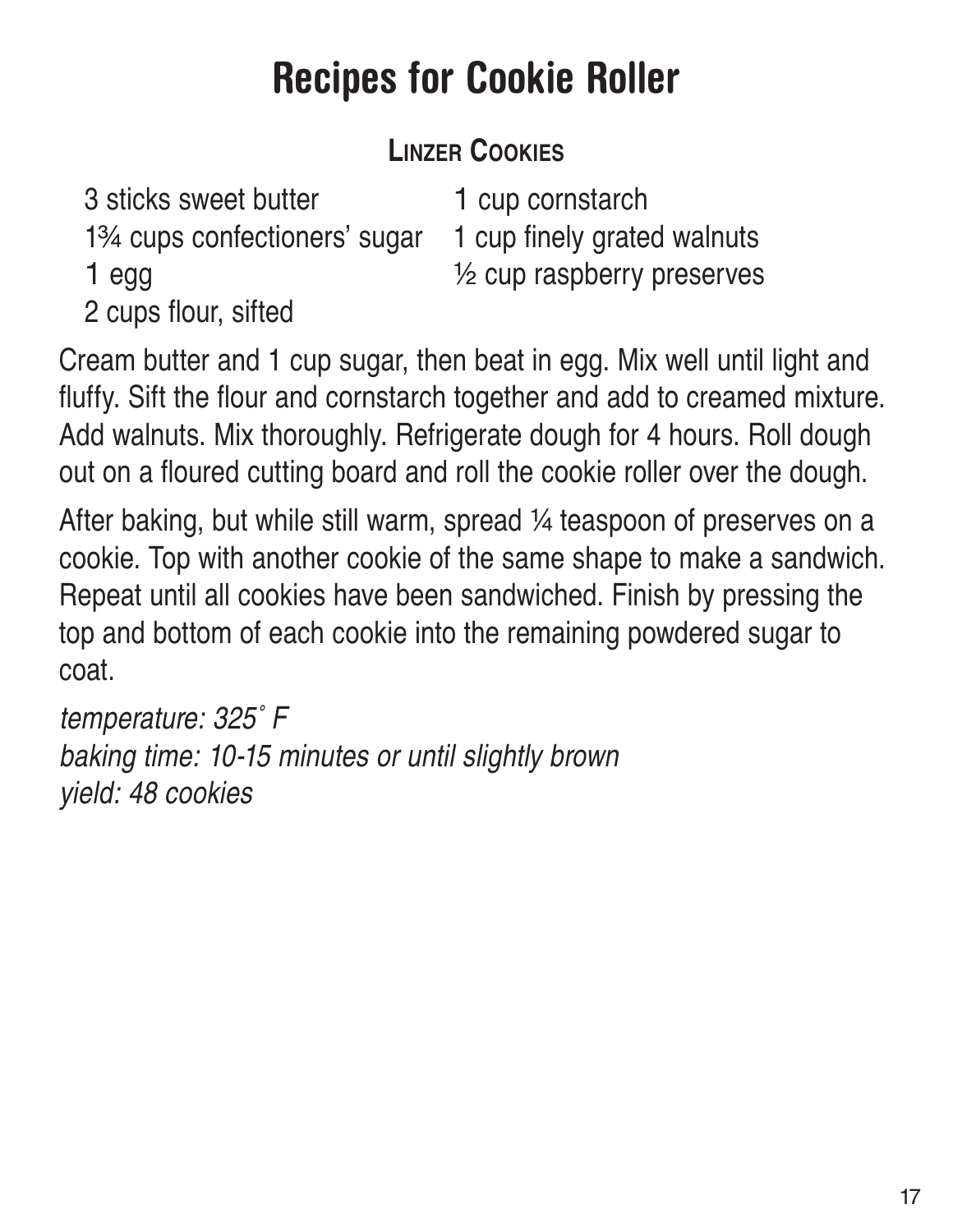# Recipes for Cookie Roller

## LINZER COOKIES

- 3 sticks sweet butter
- 1¾ cups confectioners' sugar
- 1 egg
- 2 cups flour, sifted
- 1 cup cornstarch
- 1 cup finely grated walnuts
- ½ cup raspberry preserves

Cream butter and 1 cup sugar, then beat in egg. Mix well until light and fluffy. Sift the flour and cornstarch together and add to creamed mixture. Add walnuts. Mix thoroughly. Refrigerate dough for 4 hours. Roll dough out on a floured cutting board and roll the cookie roller over the dough.

After baking, but while still warm, spread ¼ teaspoon of preserves on a cookie. Top with another cookie of the same shape to make a sandwich. Repeat until all cookies have been sandwiched. Finish by pressing the top and bottom of each cookie into the remaining powdered sugar to coat.

*temperature: 325˚ F*
*baking time: 10-15 minutes or until slightly brown*
*yield: 48 cookies*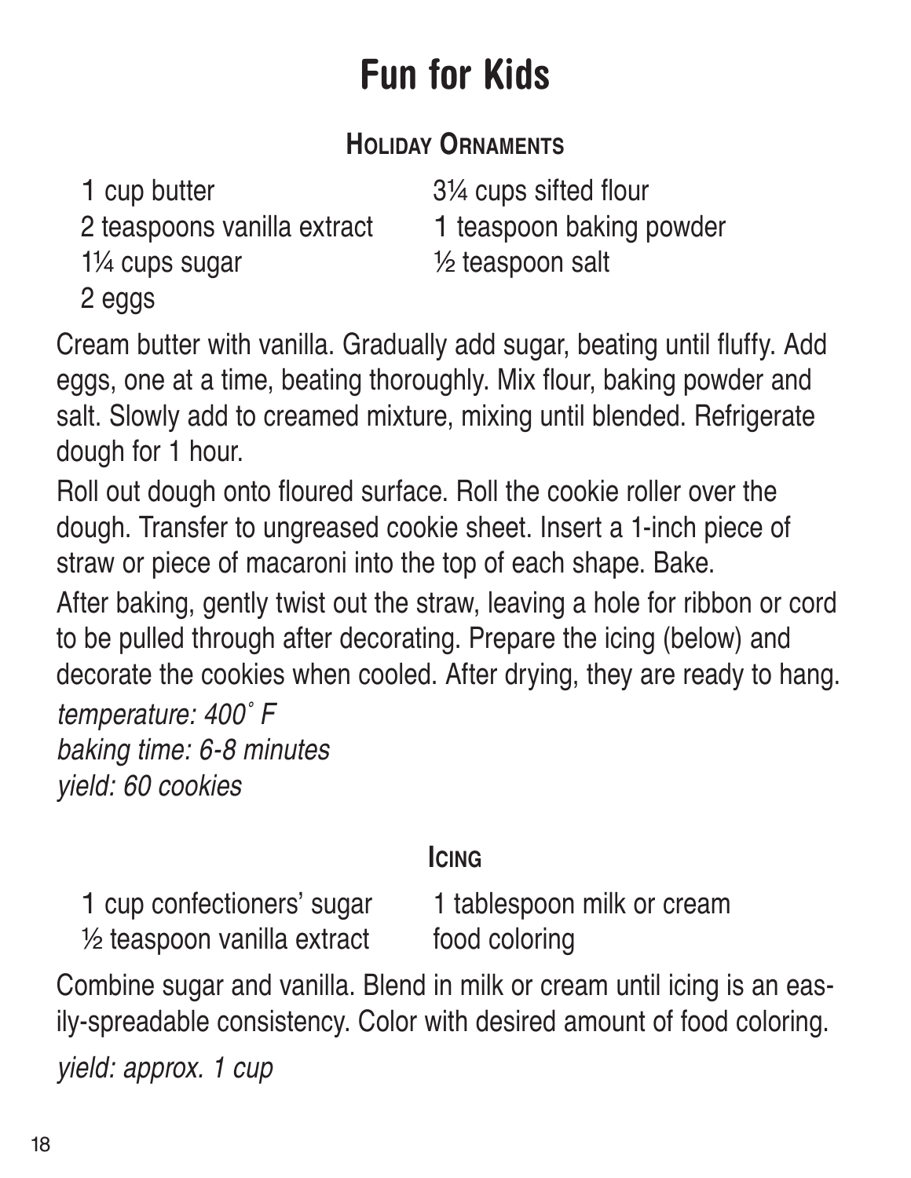# Fun for Kids

## Holiday Ornaments

- 1 cup butter
- 2 teaspoons vanilla extract
- 1¼ cups sugar
- 2 eggs
- 3¼ cups sifted flour
- 1 teaspoon baking powder
- ½ teaspoon salt

Cream butter with vanilla. Gradually add sugar, beating until fluffy. Add eggs, one at a time, beating thoroughly. Mix flour, baking powder and salt. Slowly add to creamed mixture, mixing until blended. Refrigerate dough for 1 hour.

Roll out dough onto floured surface. Roll the cookie roller over the dough. Transfer to ungreased cookie sheet. Insert a 1-inch piece of straw or piece of macaroni into the top of each shape. Bake.

After baking, gently twist out the straw, leaving a hole for ribbon or cord to be pulled through after decorating. Prepare the icing (below) and decorate the cookies when cooled. After drying, they are ready to hang.

*temperature: 400˚ F*
*baking time: 6-8 minutes*
*yield: 60 cookies*

## Icing

- 1 cup confectioners' sugar
- ½ teaspoon vanilla extract
- 1 tablespoon milk or cream
- food coloring

Combine sugar and vanilla. Blend in milk or cream until icing is an easily-spreadable consistency. Color with desired amount of food coloring.

*yield: approx. 1 cup*